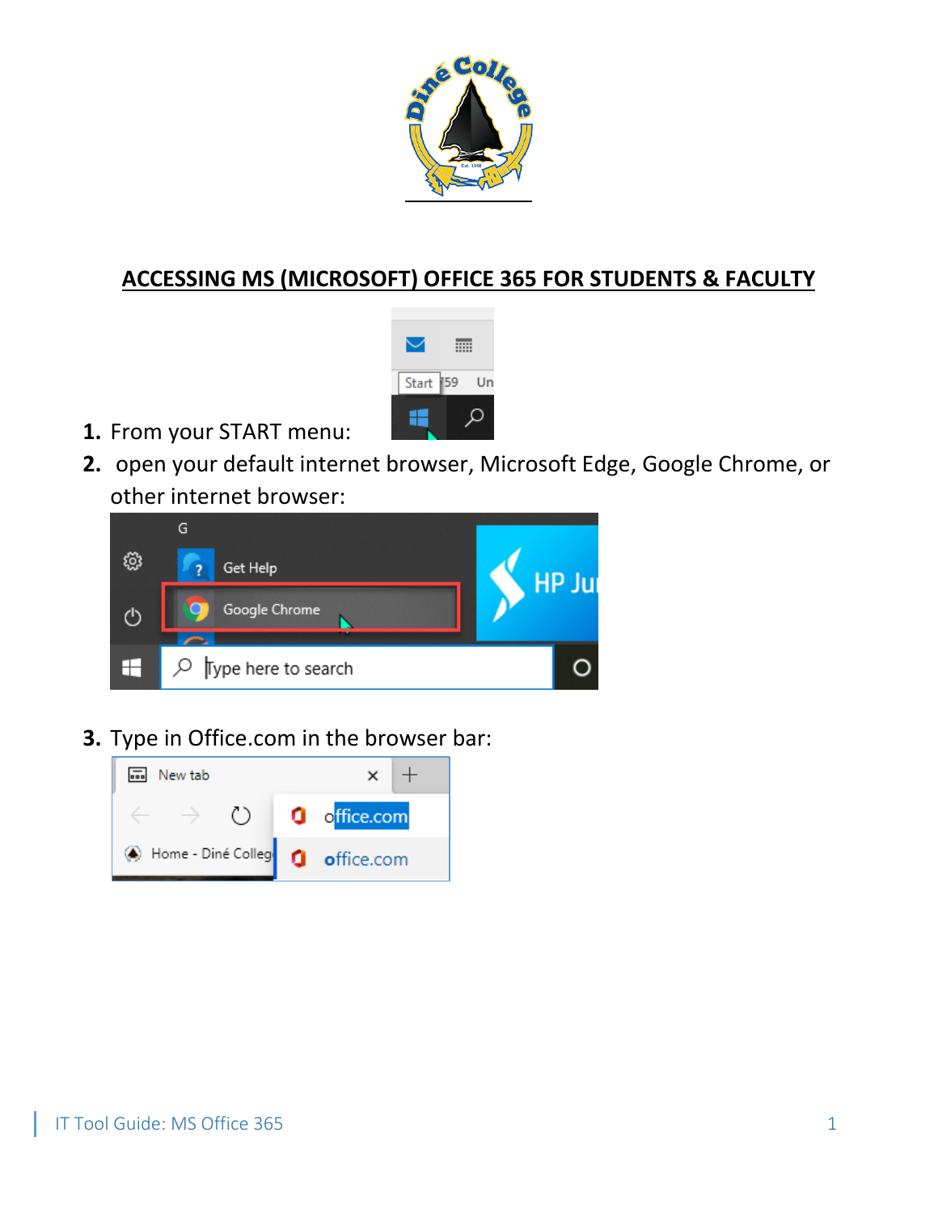## ACCESSING MS (MICROSOFT) OFFICE 365 FOR STUDENTS & FACULTY

1. From your START menu:
2. open your default internet browser, Microsoft Edge, Google Chrome, or other internet browser:
3. Type in Office.com in the browser bar: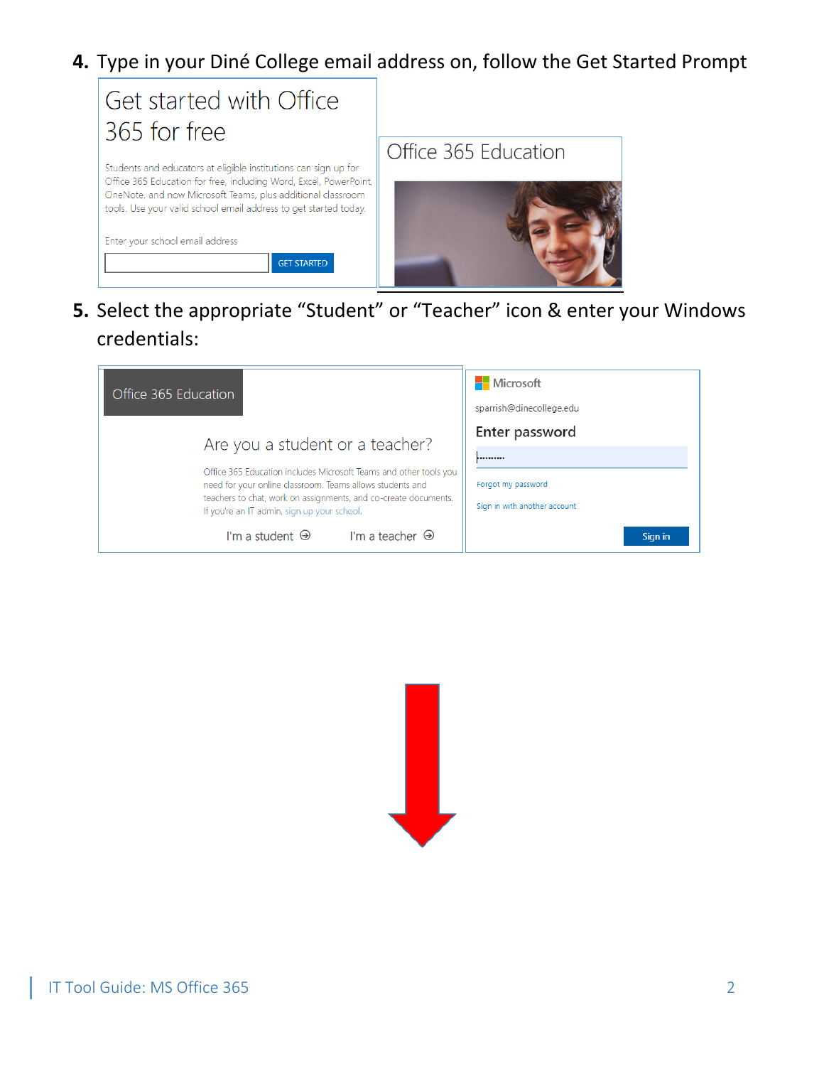4. Type in your Diné College email address on, follow the Get Started Prompt

Get started with Office 365 for free

Students and educators at eligible institutions can sign up for Office 365 Education for free, including Word, Excel, PowerPoint, OneNote, and now Microsoft Teams, plus additional classroom tools. Use your valid school email address to get started today.

Enter your school email address

GET STARTED

Office 365 Education

5. Select the appropriate "Student" or "Teacher" icon & enter your Windows credentials:

Office 365 Education

Are you a student or a teacher?

Office 365 Education includes Microsoft Teams and other tools you need for your online classroom. Teams allows students and teachers to chat, work on assignments, and co-create documents. If you're an IT admin, sign up your school.

I'm a student ⊖ I'm a teacher ⊖

Microsoft

sparrish@dinecollege.edu

Enter password

Forgot my password

Sign in with another account

Sign in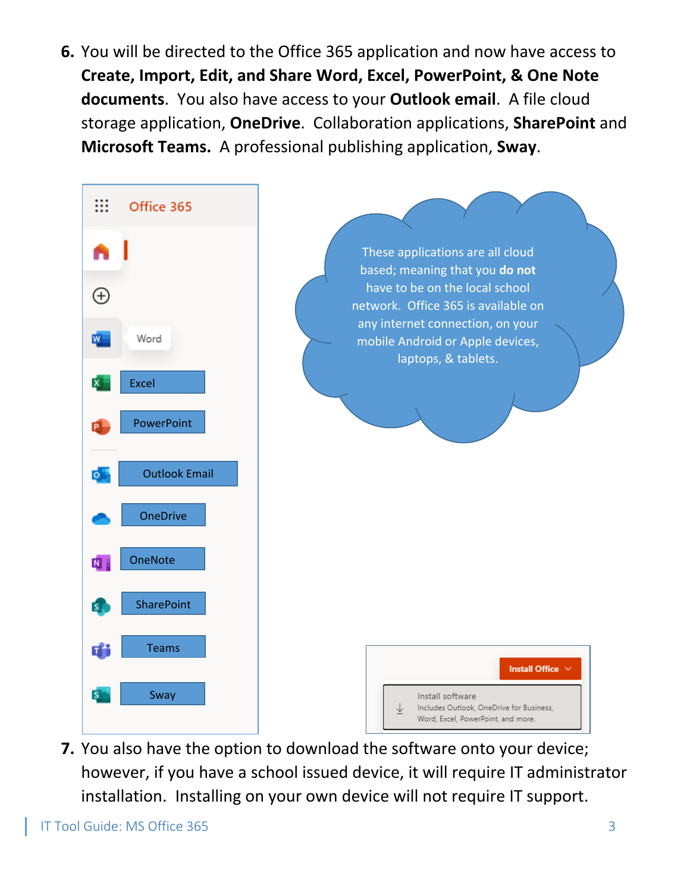6. You will be directed to the Office 365 application and now have access to **Create, Import, Edit, and Share Word, Excel, PowerPoint, & One Note documents**. You also have access to your **Outlook email**. A file cloud storage application, **OneDrive**. Collaboration applications, **SharePoint** and **Microsoft Teams.** A professional publishing application, **Sway**.

Office 365

- Word
- Excel
- PowerPoint
- Outlook Email
- OneDrive
- OneNote
- SharePoint
- Teams
- Sway

These applications are all cloud based; meaning that you **do not** have to be on the local school network. Office 365 is available on any internet connection, on your mobile Android or Apple devices, laptops, & tablets.

Install Office

Install software
Includes Outlook, OneDrive for Business, Word, Excel, PowerPoint, and more.

7. You also have the option to download the software onto your device; however, if you have a school issued device, it will require IT administrator installation. Installing on your own device will not require IT support.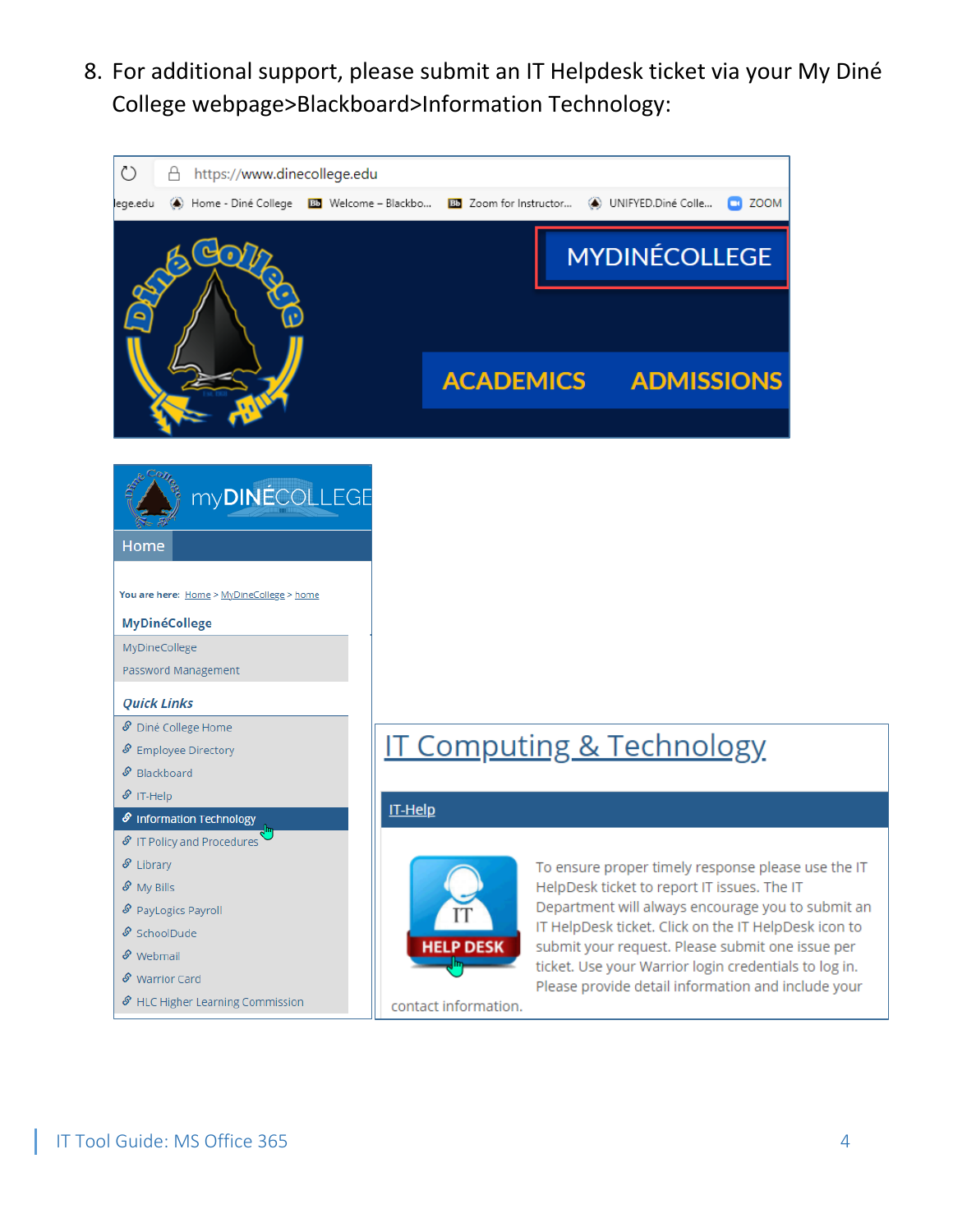8. For additional support, please submit an IT Helpdesk ticket via your My Diné College webpage>Blackboard>Information Technology:

https://www.dinecollege.edu

MYDINÉCOLLEGE

ACADEMICS ADMISSIONS

myDINÉCOLLEGE

Home

You are here: Home > MyDineCollege > home

**MyDinéCollege**

- MyDineCollege
- Password Management

***Quick Links***

- Diné College Home
- Employee Directory
- Blackboard
- IT-Help
- Information Technology
- IT Policy and Procedures
- Library
- My Bills
- PayLogics Payroll
- SchoolDude
- Webmail
- Warrior Card
- HLC Higher Learning Commission

# IT Computing & Technology

IT-Help

IT HELP DESK

To ensure proper timely response please use the IT HelpDesk ticket to report IT issues. The IT Department will always encourage you to submit an IT HelpDesk ticket. Click on the IT HelpDesk icon to submit your request. Please submit one issue per ticket. Use your Warrior login credentials to log in. Please provide detail information and include your contact information.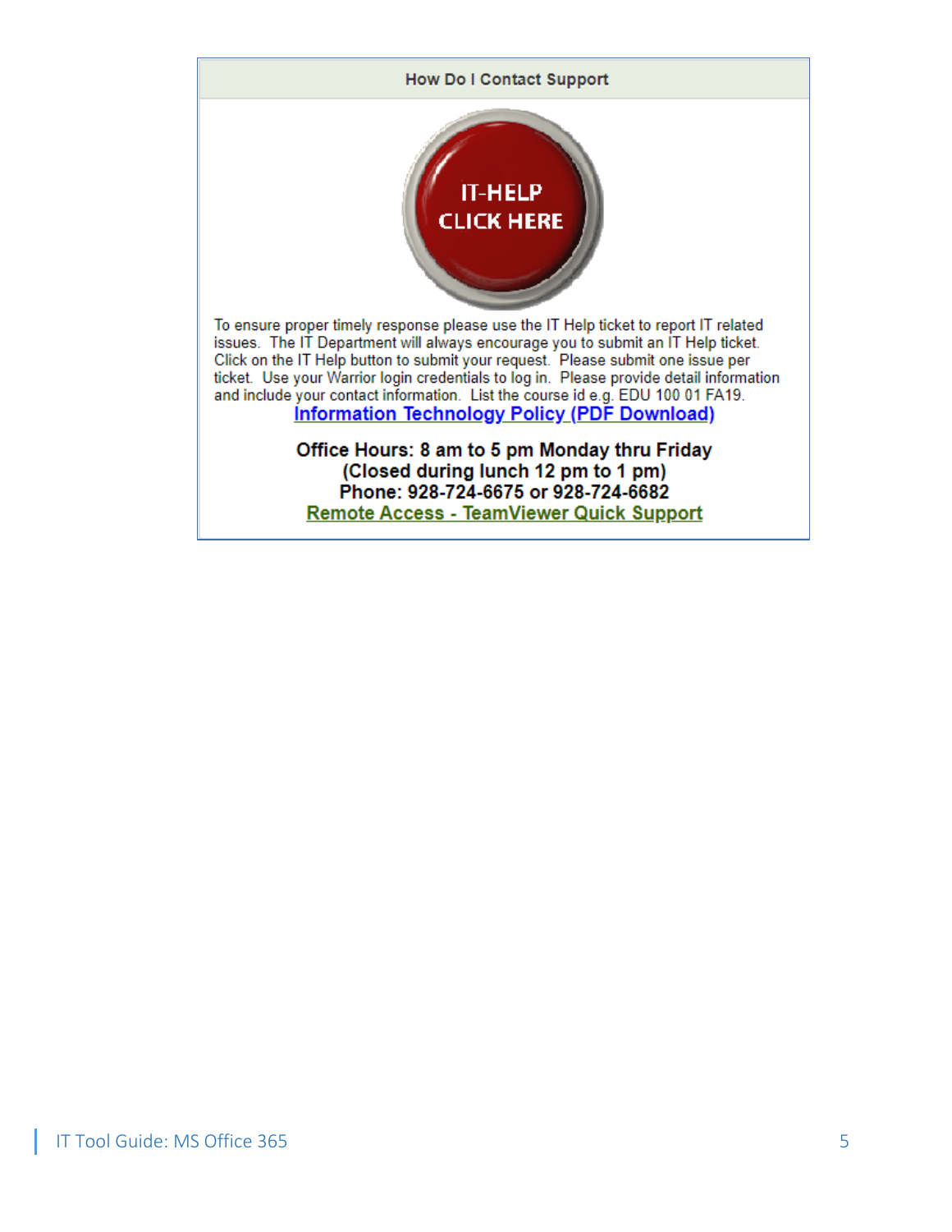## How Do I Contact Support

IT-HELP
CLICK HERE

To ensure proper timely response please use the IT Help ticket to report IT related issues. The IT Department will always encourage you to submit an IT Help ticket. Click on the IT Help button to submit your request. Please submit one issue per ticket. Use your Warrior login credentials to log in. Please provide detail information and include your contact information. List the course id e.g. EDU 100 01 FA19.

Information Technology Policy (PDF Download)

**Office Hours: 8 am to 5 pm Monday thru Friday**
**(Closed during lunch 12 pm to 1 pm)**
**Phone: 928-724-6675 or 928-724-6682**

Remote Access - TeamViewer Quick Support